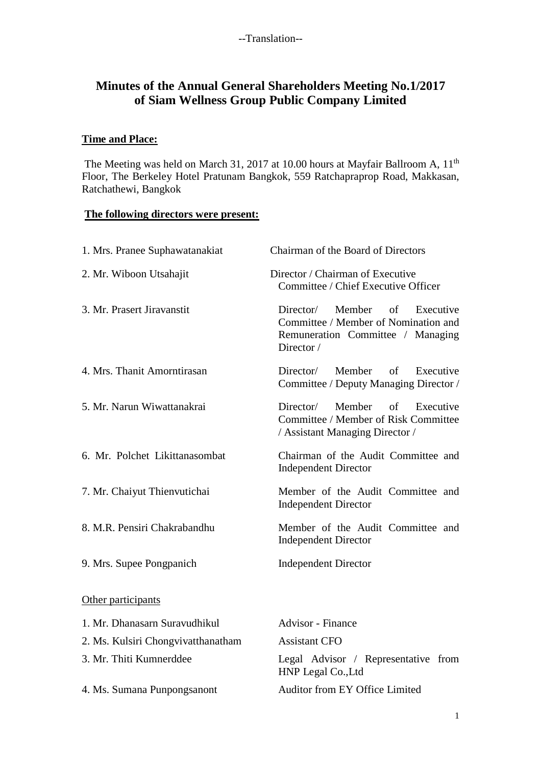--Translation--

# Minutes of the Annual General Shareholders Meeting No.1/2017 of Siam Wellness Group Public Company Limited

**Time and Place:**

The Meeting was held on March 31, 2017 at 10.00 hours at Mayfair Ballroom A, 11th Floor, The Berkeley Hotel Pratunam Bangkok, 559 Ratchapraprop Road, Makkasan, Ratchathewi, Bangkok

**The following directors were present:**

| | |
|---|---|
| 1. Mrs. Pranee Suphawatanakiat | Chairman of the Board of Directors |
| 2. Mr. Wiboon Utsahajit | Director / Chairman of Executive Committee / Chief Executive Officer |
| 3. Mr. Prasert Jiravanstit | Director/ Member of Executive Committee / Member of Nomination and Remuneration Committee / Managing Director / |
| 4. Mrs. Thanit Amorntirasan | Director/ Member of Executive Committee / Deputy Managing Director / |
| 5. Mr. Narun Wiwattanakrai | Director/ Member of Executive Committee / Member of Risk Committee / Assistant Managing Director / |
| 6. Mr. Polchet Likittanasombat | Chairman of the Audit Committee and Independent Director |
| 7. Mr. Chaiyut Thienvutichai | Member of the Audit Committee and Independent Director |
| 8. M.R. Pensiri Chakrabandhu | Member of the Audit Committee and Independent Director |
| 9. Mrs. Supee Pongpanich | Independent Director |

Other participants

| | |
|---|---|
| 1. Mr. Dhanasarn Suravudhikul | Advisor - Finance |
| 2. Ms. Kulsiri Chongvivatthanatham | Assistant CFO |
| 3. Mr. Thiti Kumnerddee | Legal Advisor / Representative from HNP Legal Co.,Ltd |
| 4. Ms. Sumana Punpongsanont | Auditor from EY Office Limited |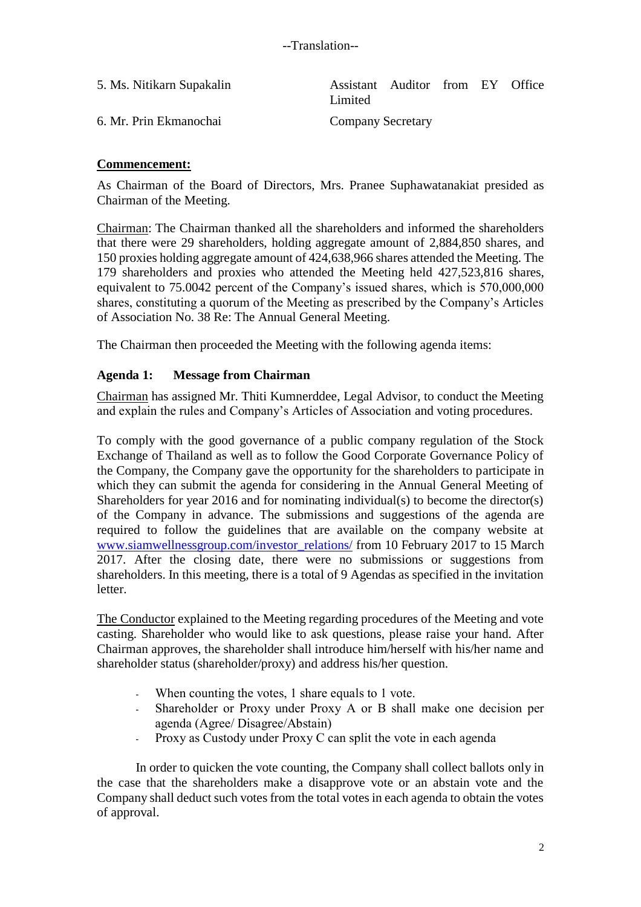--Translation--

| | |
|---|---|
| 5. Ms. Nitikarn Supakalin | Assistant Auditor from EY Office Limited |
| 6. Mr. Prin Ekmanochai | Company Secretary |

**Commencement:**

As Chairman of the Board of Directors, Mrs. Pranee Suphawatanakiat presided as Chairman of the Meeting.

Chairman: The Chairman thanked all the shareholders and informed the shareholders that there were 29 shareholders, holding aggregate amount of 2,884,850 shares, and 150 proxies holding aggregate amount of 424,638,966 shares attended the Meeting. The 179 shareholders and proxies who attended the Meeting held 427,523,816 shares, equivalent to 75.0042 percent of the Company's issued shares, which is 570,000,000 shares, constituting a quorum of the Meeting as prescribed by the Company's Articles of Association No. 38 Re: The Annual General Meeting.

The Chairman then proceeded the Meeting with the following agenda items:

**Agenda 1: Message from Chairman**

Chairman has assigned Mr. Thiti Kumnerddee, Legal Advisor, to conduct the Meeting and explain the rules and Company's Articles of Association and voting procedures.

To comply with the good governance of a public company regulation of the Stock Exchange of Thailand as well as to follow the Good Corporate Governance Policy of the Company, the Company gave the opportunity for the shareholders to participate in which they can submit the agenda for considering in the Annual General Meeting of Shareholders for year 2016 and for nominating individual(s) to become the director(s) of the Company in advance. The submissions and suggestions of the agenda are required to follow the guidelines that are available on the company website at www.siamwellnessgroup.com/investor_relations/ from 10 February 2017 to 15 March 2017. After the closing date, there were no submissions or suggestions from shareholders. In this meeting, there is a total of 9 Agendas as specified in the invitation letter.

The Conductor explained to the Meeting regarding procedures of the Meeting and vote casting. Shareholder who would like to ask questions, please raise your hand. After Chairman approves, the shareholder shall introduce him/herself with his/her name and shareholder status (shareholder/proxy) and address his/her question.

- When counting the votes, 1 share equals to 1 vote.
- Shareholder or Proxy under Proxy A or B shall make one decision per agenda (Agree/ Disagree/Abstain)
- Proxy as Custody under Proxy C can split the vote in each agenda

In order to quicken the vote counting, the Company shall collect ballots only in the case that the shareholders make a disapprove vote or an abstain vote and the Company shall deduct such votes from the total votes in each agenda to obtain the votes of approval.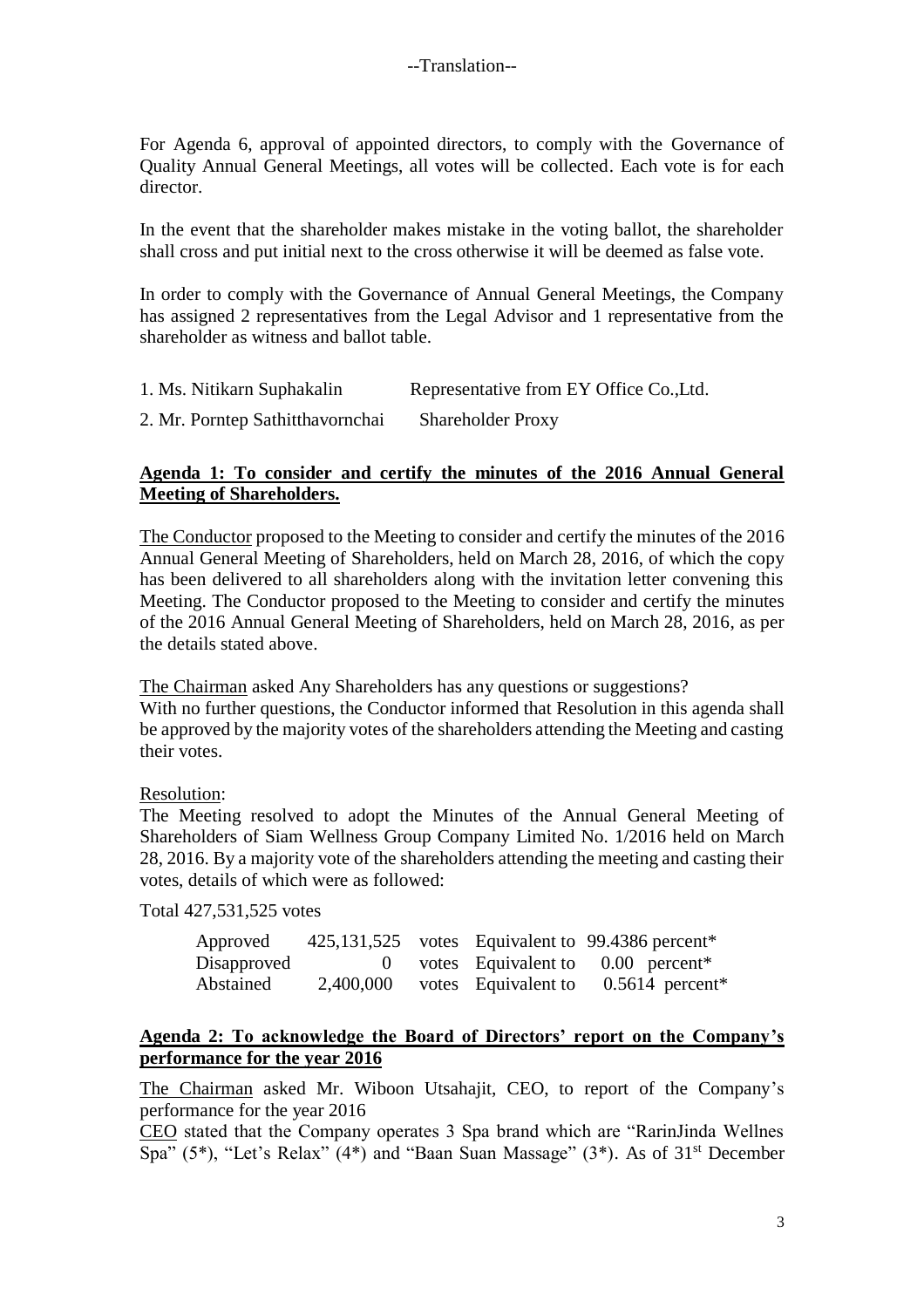--Translation--

For Agenda 6, approval of appointed directors, to comply with the Governance of Quality Annual General Meetings, all votes will be collected. Each vote is for each director.

In the event that the shareholder makes mistake in the voting ballot, the shareholder shall cross and put initial next to the cross otherwise it will be deemed as false vote.

In order to comply with the Governance of Annual General Meetings, the Company has assigned 2 representatives from the Legal Advisor and 1 representative from the shareholder as witness and ballot table.

1. Ms. Nitikarn Suphakalin Representative from EY Office Co.,Ltd.
2. Mr. Porntep Sathitthavornchai Shareholder Proxy

**Agenda 1: To consider and certify the minutes of the 2016 Annual General Meeting of Shareholders.**

The Conductor proposed to the Meeting to consider and certify the minutes of the 2016 Annual General Meeting of Shareholders, held on March 28, 2016, of which the copy has been delivered to all shareholders along with the invitation letter convening this Meeting. The Conductor proposed to the Meeting to consider and certify the minutes of the 2016 Annual General Meeting of Shareholders, held on March 28, 2016, as per the details stated above.

The Chairman asked Any Shareholders has any questions or suggestions?
With no further questions, the Conductor informed that Resolution in this agenda shall be approved by the majority votes of the shareholders attending the Meeting and casting their votes.

Resolution:
The Meeting resolved to adopt the Minutes of the Annual General Meeting of Shareholders of Siam Wellness Group Company Limited No. 1/2016 held on March 28, 2016. By a majority vote of the shareholders attending the meeting and casting their votes, details of which were as followed:

Total 427,531,525 votes

| | | | | |
|---|---|---|---|---|
| Approved | 425,131,525 | votes | Equivalent to | 99.4386 percent* |
| Disapproved | 0 | votes | Equivalent to | 0.00 percent* |
| Abstained | 2,400,000 | votes | Equivalent to | 0.5614 percent* |

**Agenda 2: To acknowledge the Board of Directors' report on the Company's performance for the year 2016**

The Chairman asked Mr. Wiboon Utsahajit, CEO, to report of the Company's performance for the year 2016
CEO stated that the Company operates 3 Spa brand which are "RarinJinda Wellnes Spa" (5*), "Let's Relax" (4*) and "Baan Suan Massage" (3*). As of 31st December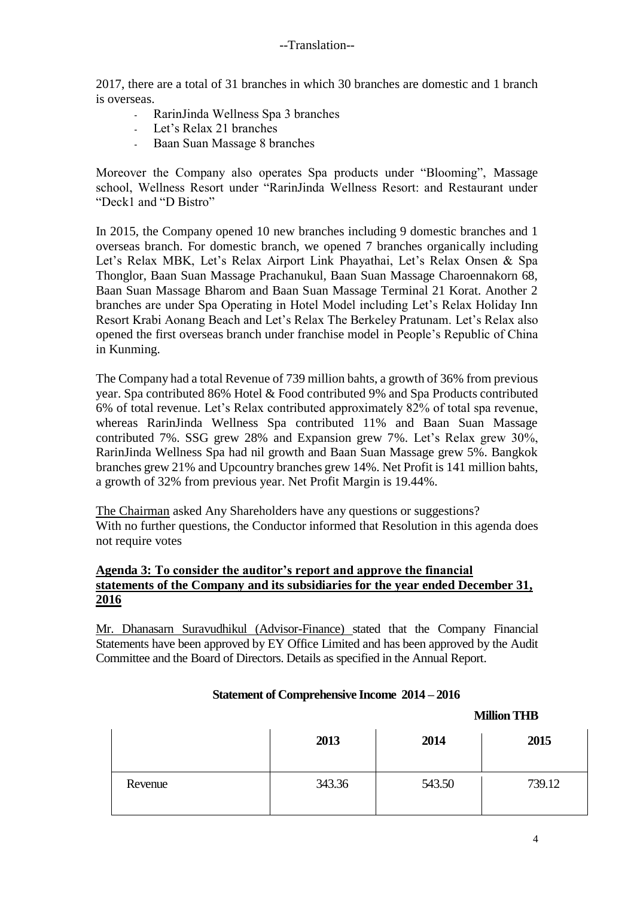--Translation--

2017, there are a total of 31 branches in which 30 branches are domestic and 1 branch is overseas.

- RarinJinda Wellness Spa 3 branches
- Let's Relax 21 branches
- Baan Suan Massage 8 branches

Moreover the Company also operates Spa products under "Blooming", Massage school, Wellness Resort under "RarinJinda Wellness Resort: and Restaurant under "Deck1 and "D Bistro"

In 2015, the Company opened 10 new branches including 9 domestic branches and 1 overseas branch. For domestic branch, we opened 7 branches organically including Let's Relax MBK, Let's Relax Airport Link Phayathai, Let's Relax Onsen & Spa Thonglor, Baan Suan Massage Prachanukul, Baan Suan Massage Charoennakorn 68, Baan Suan Massage Bharom and Baan Suan Massage Terminal 21 Korat. Another 2 branches are under Spa Operating in Hotel Model including Let's Relax Holiday Inn Resort Krabi Aonang Beach and Let's Relax The Berkeley Pratunam. Let's Relax also opened the first overseas branch under franchise model in People's Republic of China in Kunming.

The Company had a total Revenue of 739 million bahts, a growth of 36% from previous year. Spa contributed 86% Hotel & Food contributed 9% and Spa Products contributed 6% of total revenue. Let's Relax contributed approximately 82% of total spa revenue, whereas RarinJinda Wellness Spa contributed 11% and Baan Suan Massage contributed 7%. SSG grew 28% and Expansion grew 7%. Let's Relax grew 30%, RarinJinda Wellness Spa had nil growth and Baan Suan Massage grew 5%. Bangkok branches grew 21% and Upcountry branches grew 14%. Net Profit is 141 million bahts, a growth of 32% from previous year. Net Profit Margin is 19.44%.

The Chairman asked Any Shareholders have any questions or suggestions?
With no further questions, the Conductor informed that Resolution in this agenda does not require votes

**Agenda 3: To consider the auditor's report and approve the financial statements of the Company and its subsidiaries for the year ended December 31, 2016**

Mr. Dhanasarn Suravudhikul (Advisor-Finance) stated that the Company Financial Statements have been approved by EY Office Limited and has been approved by the Audit Committee and the Board of Directors. Details as specified in the Annual Report.

**Statement of Comprehensive Income 2014 – 2016**

**Million THB**

| | 2013 | 2014 | 2015 |
|---|---|---|---|
| Revenue | 343.36 | 543.50 | 739.12 |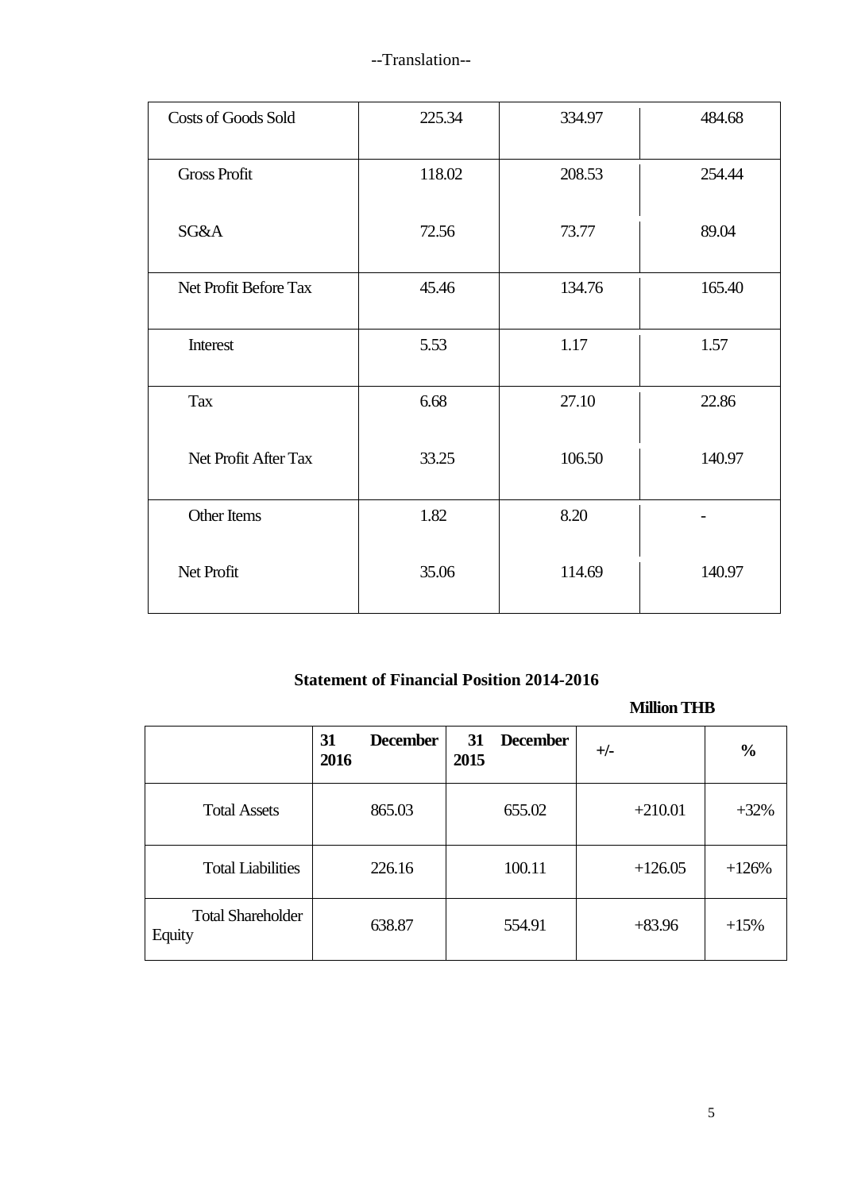--Translation--

| Costs of Goods Sold | 225.34 | 334.97 | 484.68 |
|---|---|---|---|
| Gross Profit | 118.02 | 208.53 | 254.44 |
| SG&A | 72.56 | 73.77 | 89.04 |
| Net Profit Before Tax | 45.46 | 134.76 | 165.40 |
| Interest | 5.53 | 1.17 | 1.57 |
| Tax | 6.68 | 27.10 | 22.86 |
| Net Profit After Tax | 33.25 | 106.50 | 140.97 |
| Other Items | 1.82 | 8.20 | - |
| Net Profit | 35.06 | 114.69 | 140.97 |

**Statement of Financial Position 2014-2016**

**Million THB**

| | **31 December 2016** | **31 December 2015** | **+/-** | **%** |
|---|---|---|---|---|
| Total Assets | 865.03 | 655.02 | +210.01 | +32% |
| Total Liabilities | 226.16 | 100.11 | +126.05 | +126% |
| Total Shareholder Equity | 638.87 | 554.91 | +83.96 | +15% |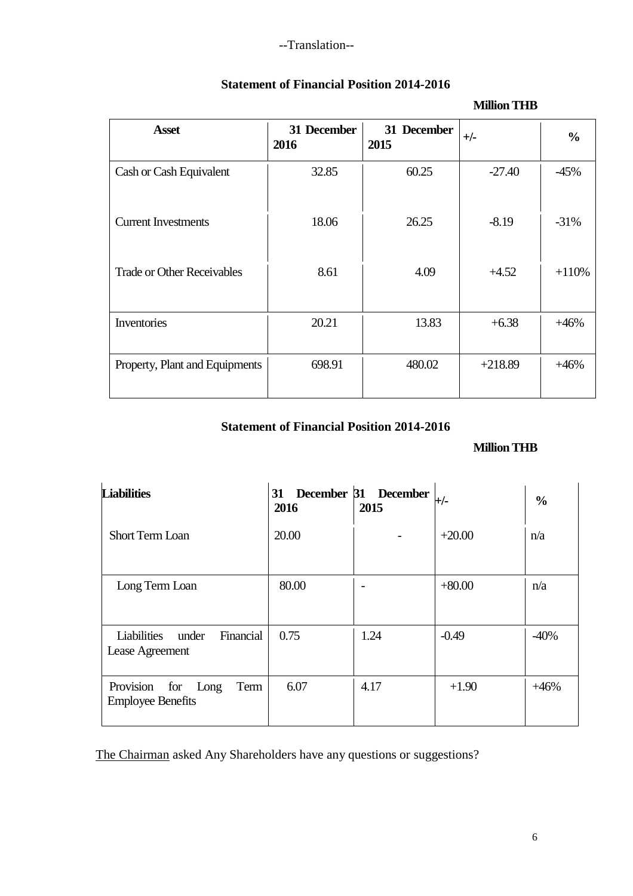--Translation--

**Statement of Financial Position 2014-2016**

**Million THB**

| Asset | 31 December 2016 | 31 December 2015 | +/- | % |
|---|---|---|---|---|
| Cash or Cash Equivalent | 32.85 | 60.25 | -27.40 | -45% |
| Current Investments | 18.06 | 26.25 | -8.19 | -31% |
| Trade or Other Receivables | 8.61 | 4.09 | +4.52 | +110% |
| Inventories | 20.21 | 13.83 | +6.38 | +46% |
| Property, Plant and Equipments | 698.91 | 480.02 | +218.89 | +46% |

**Statement of Financial Position 2014-2016**

**Million THB**

| Liabilities | 31 December 2016 | 31 December 2015 | +/- | % |
|---|---|---|---|---|
| Short Term Loan | 20.00 | - | +20.00 | n/a |
| Long Term Loan | 80.00 | - | +80.00 | n/a |
| Liabilities under Financial Lease Agreement | 0.75 | 1.24 | -0.49 | -40% |
| Provision for Long Term Employee Benefits | 6.07 | 4.17 | +1.90 | +46% |

The Chairman asked Any Shareholders have any questions or suggestions?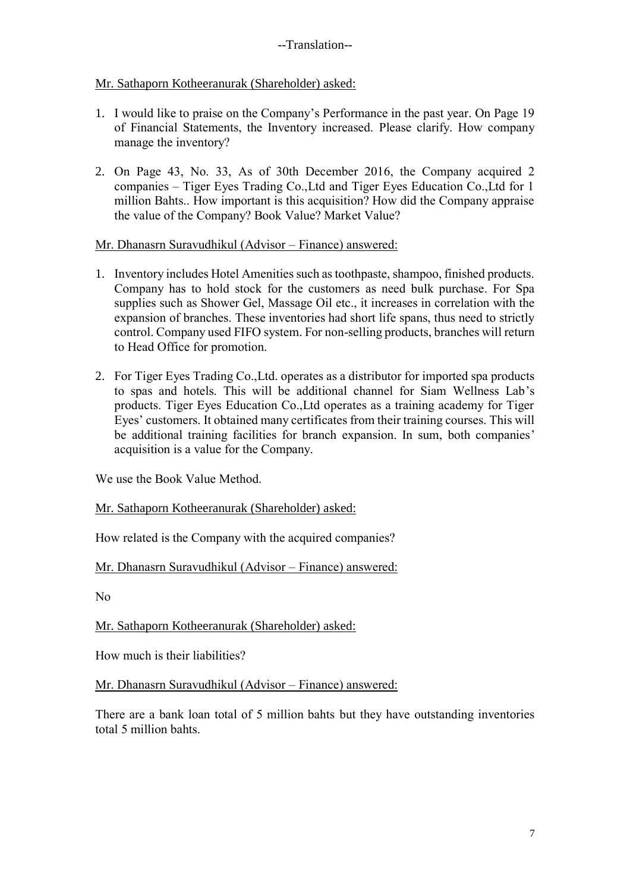--Translation--

Mr. Sathaporn Kotheeranurak (Shareholder) asked:

1. I would like to praise on the Company's Performance in the past year. On Page 19 of Financial Statements, the Inventory increased. Please clarify. How company manage the inventory?

2. On Page 43, No. 33, As of 30th December 2016, the Company acquired 2 companies – Tiger Eyes Trading Co.,Ltd and Tiger Eyes Education Co.,Ltd for 1 million Bahts.. How important is this acquisition? How did the Company appraise the value of the Company? Book Value? Market Value?

Mr. Dhanasrn Suravudhikul (Advisor – Finance) answered:

1. Inventory includes Hotel Amenities such as toothpaste, shampoo, finished products. Company has to hold stock for the customers as need bulk purchase. For Spa supplies such as Shower Gel, Massage Oil etc., it increases in correlation with the expansion of branches. These inventories had short life spans, thus need to strictly control. Company used FIFO system. For non-selling products, branches will return to Head Office for promotion.

2. For Tiger Eyes Trading Co.,Ltd. operates as a distributor for imported spa products to spas and hotels. This will be additional channel for Siam Wellness Lab's products. Tiger Eyes Education Co.,Ltd operates as a training academy for Tiger Eyes' customers. It obtained many certificates from their training courses. This will be additional training facilities for branch expansion. In sum, both companies' acquisition is a value for the Company.

We use the Book Value Method.

Mr. Sathaporn Kotheeranurak (Shareholder) asked:

How related is the Company with the acquired companies?

Mr. Dhanasrn Suravudhikul (Advisor – Finance) answered:

No

Mr. Sathaporn Kotheeranurak (Shareholder) asked:

How much is their liabilities?

Mr. Dhanasrn Suravudhikul (Advisor – Finance) answered:

There are a bank loan total of 5 million bahts but they have outstanding inventories total 5 million bahts.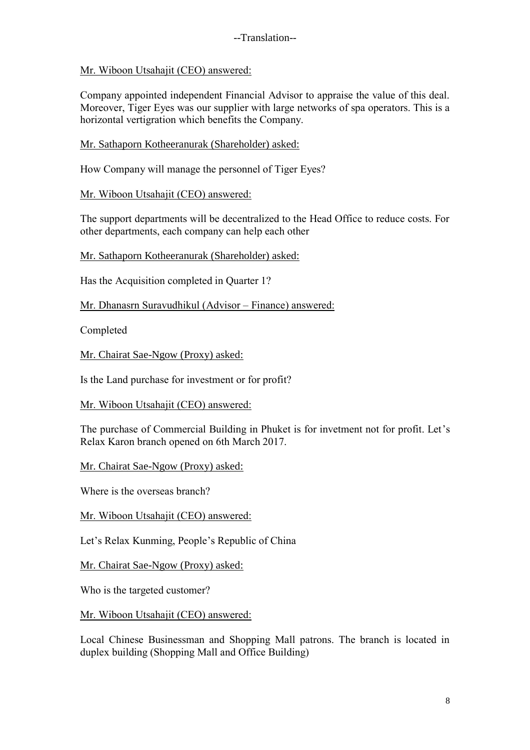--Translation--

<u>Mr. Wiboon Utsahajit (CEO) answered:</u>

Company appointed independent Financial Advisor to appraise the value of this deal. Moreover, Tiger Eyes was our supplier with large networks of spa operators. This is a horizontal vertigration which benefits the Company.

<u>Mr. Sathaporn Kotheeranurak (Shareholder) asked:</u>

How Company will manage the personnel of Tiger Eyes?

<u>Mr. Wiboon Utsahajit (CEO) answered:</u>

The support departments will be decentralized to the Head Office to reduce costs. For other departments, each company can help each other

<u>Mr. Sathaporn Kotheeranurak (Shareholder) asked:</u>

Has the Acquisition completed in Quarter 1?

<u>Mr. Dhanasrn Suravudhikul (Advisor – Finance) answered:</u>

Completed

<u>Mr. Chairat Sae-Ngow (Proxy) asked:</u>

Is the Land purchase for investment or for profit?

<u>Mr. Wiboon Utsahajit (CEO) answered:</u>

The purchase of Commercial Building in Phuket is for invetment not for profit. Let's Relax Karon branch opened on 6th March 2017.

<u>Mr. Chairat Sae-Ngow (Proxy) asked:</u>

Where is the overseas branch?

<u>Mr. Wiboon Utsahajit (CEO) answered:</u>

Let's Relax Kunming, People's Republic of China

<u>Mr. Chairat Sae-Ngow (Proxy) asked:</u>

Who is the targeted customer?

<u>Mr. Wiboon Utsahajit (CEO) answered:</u>

Local Chinese Businessman and Shopping Mall patrons. The branch is located in duplex building (Shopping Mall and Office Building)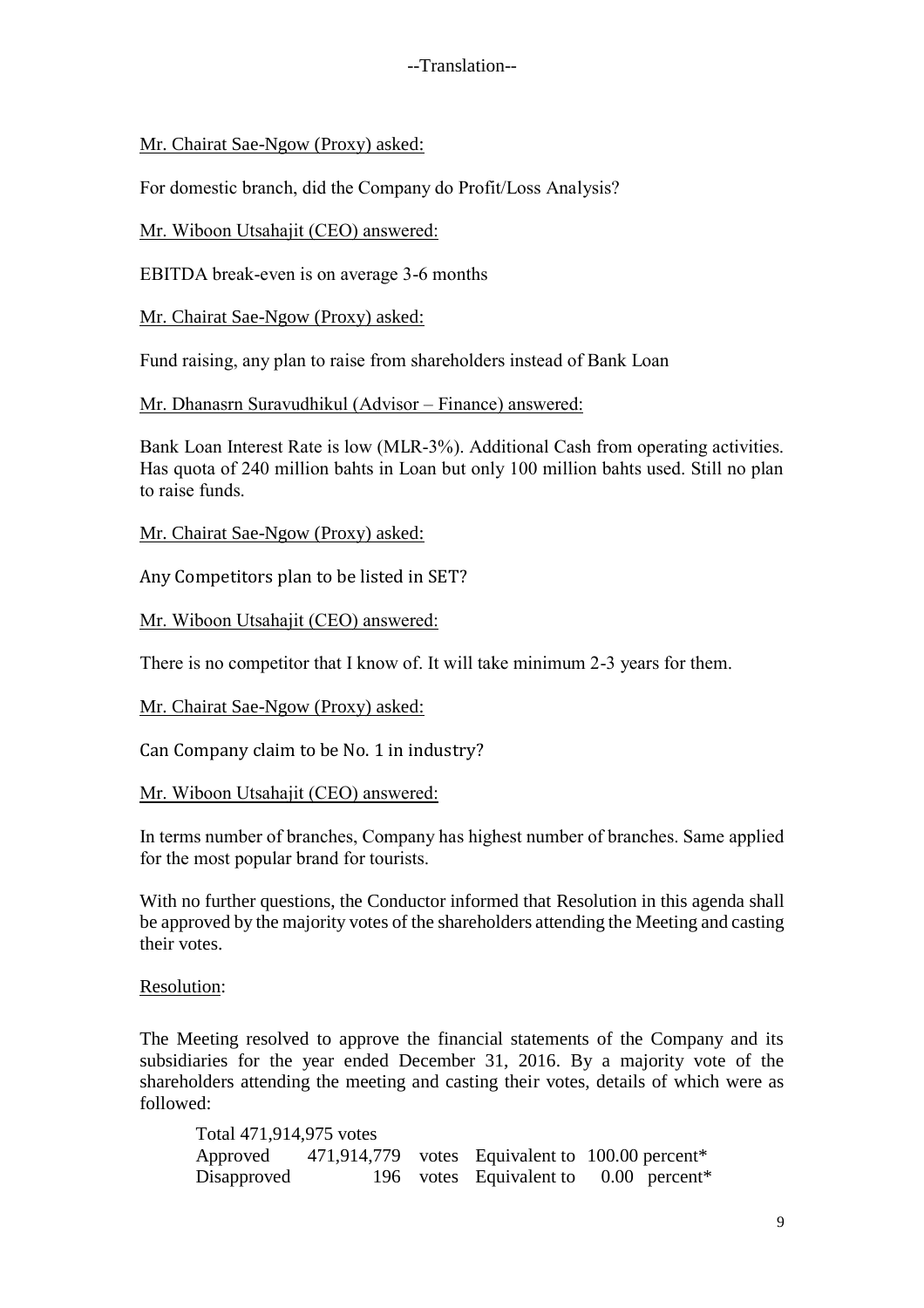--Translation--

Mr. Chairat Sae-Ngow (Proxy) asked:

For domestic branch, did the Company do Profit/Loss Analysis?

Mr. Wiboon Utsahajit (CEO) answered:

EBITDA break-even is on average 3-6 months

Mr. Chairat Sae-Ngow (Proxy) asked:

Fund raising, any plan to raise from shareholders instead of Bank Loan

Mr. Dhanasrn Suravudhikul (Advisor – Finance) answered:

Bank Loan Interest Rate is low (MLR-3%). Additional Cash from operating activities. Has quota of 240 million bahts in Loan but only 100 million bahts used. Still no plan to raise funds.

Mr. Chairat Sae-Ngow (Proxy) asked:

Any Competitors plan to be listed in SET?

Mr. Wiboon Utsahajit (CEO) answered:

There is no competitor that I know of. It will take minimum 2-3 years for them.

Mr. Chairat Sae-Ngow (Proxy) asked:

Can Company claim to be No. 1 in industry?

Mr. Wiboon Utsahajit (CEO) answered:

In terms number of branches, Company has highest number of branches. Same applied for the most popular brand for tourists.

With no further questions, the Conductor informed that Resolution in this agenda shall be approved by the majority votes of the shareholders attending the Meeting and casting their votes.

Resolution:

The Meeting resolved to approve the financial statements of the Company and its subsidiaries for the year ended December 31, 2016. By a majority vote of the shareholders attending the meeting and casting their votes, details of which were as followed:

Total 471,914,975 votes

| | | | | |
|---|---|---|---|---|
| Approved | 471,914,779 | votes | Equivalent to | 100.00 percent* |
| Disapproved | 196 | votes | Equivalent to | 0.00 percent* |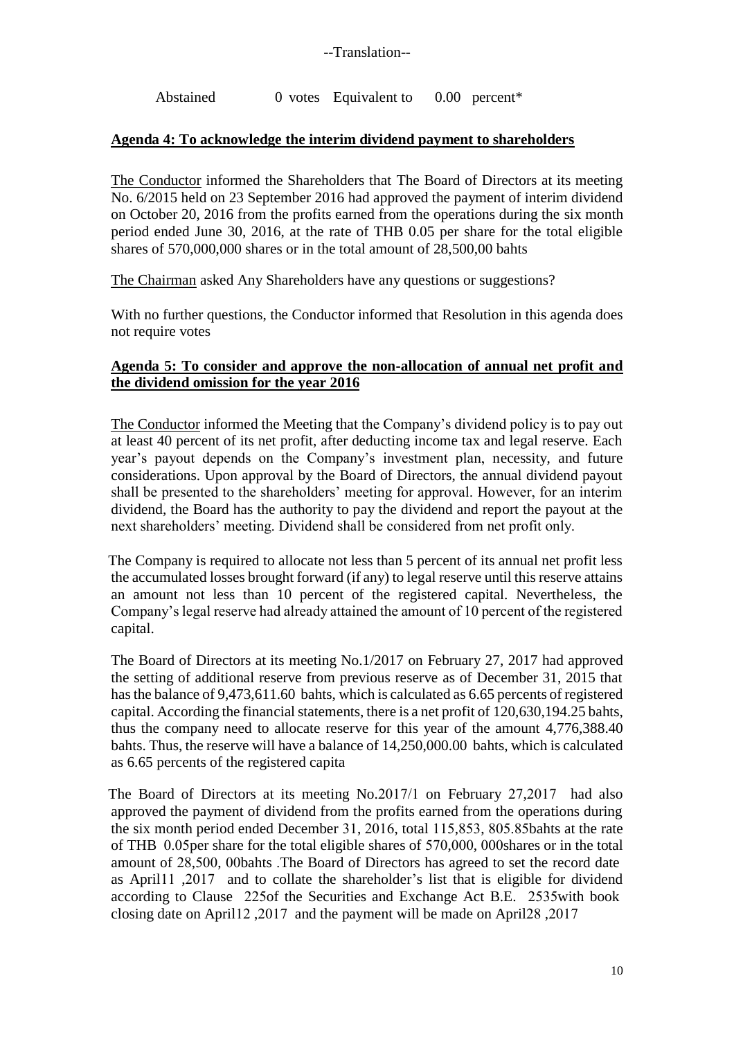--Translation--

Abstained 0 votes Equivalent to 0.00 percent*

**Agenda 4: To acknowledge the interim dividend payment to shareholders**

The Conductor informed the Shareholders that The Board of Directors at its meeting No. 6/2015 held on 23 September 2016 had approved the payment of interim dividend on October 20, 2016 from the profits earned from the operations during the six month period ended June 30, 2016, at the rate of THB 0.05 per share for the total eligible shares of 570,000,000 shares or in the total amount of 28,500,00 bahts

The Chairman asked Any Shareholders have any questions or suggestions?

With no further questions, the Conductor informed that Resolution in this agenda does not require votes

**Agenda 5: To consider and approve the non-allocation of annual net profit and the dividend omission for the year 2016**

The Conductor informed the Meeting that the Company's dividend policy is to pay out at least 40 percent of its net profit, after deducting income tax and legal reserve. Each year's payout depends on the Company's investment plan, necessity, and future considerations. Upon approval by the Board of Directors, the annual dividend payout shall be presented to the shareholders' meeting for approval. However, for an interim dividend, the Board has the authority to pay the dividend and report the payout at the next shareholders' meeting. Dividend shall be considered from net profit only.

The Company is required to allocate not less than 5 percent of its annual net profit less the accumulated losses brought forward (if any) to legal reserve until this reserve attains an amount not less than 10 percent of the registered capital. Nevertheless, the Company's legal reserve had already attained the amount of 10 percent of the registered capital.

The Board of Directors at its meeting No.1/2017 on February 27, 2017 had approved the setting of additional reserve from previous reserve as of December 31, 2015 that has the balance of 9,473,611.60 bahts, which is calculated as 6.65 percents of registered capital. According the financial statements, there is a net profit of 120,630,194.25 bahts, thus the company need to allocate reserve for this year of the amount 4,776,388.40 bahts. Thus, the reserve will have a balance of 14,250,000.00 bahts, which is calculated as 6.65 percents of the registered capita

The Board of Directors at its meeting No.2017/1 on February 27,2017 had also approved the payment of dividend from the profits earned from the operations during the six month period ended December 31, 2016, total 115,853, 805.85bahts at the rate of THB 0.05per share for the total eligible shares of 570,000, 000shares or in the total amount of 28,500, 00bahts .The Board of Directors has agreed to set the record date as April11 ,2017 and to collate the shareholder's list that is eligible for dividend according to Clause 225of the Securities and Exchange Act B.E. 2535with book closing date on April12 ,2017 and the payment will be made on April28 ,2017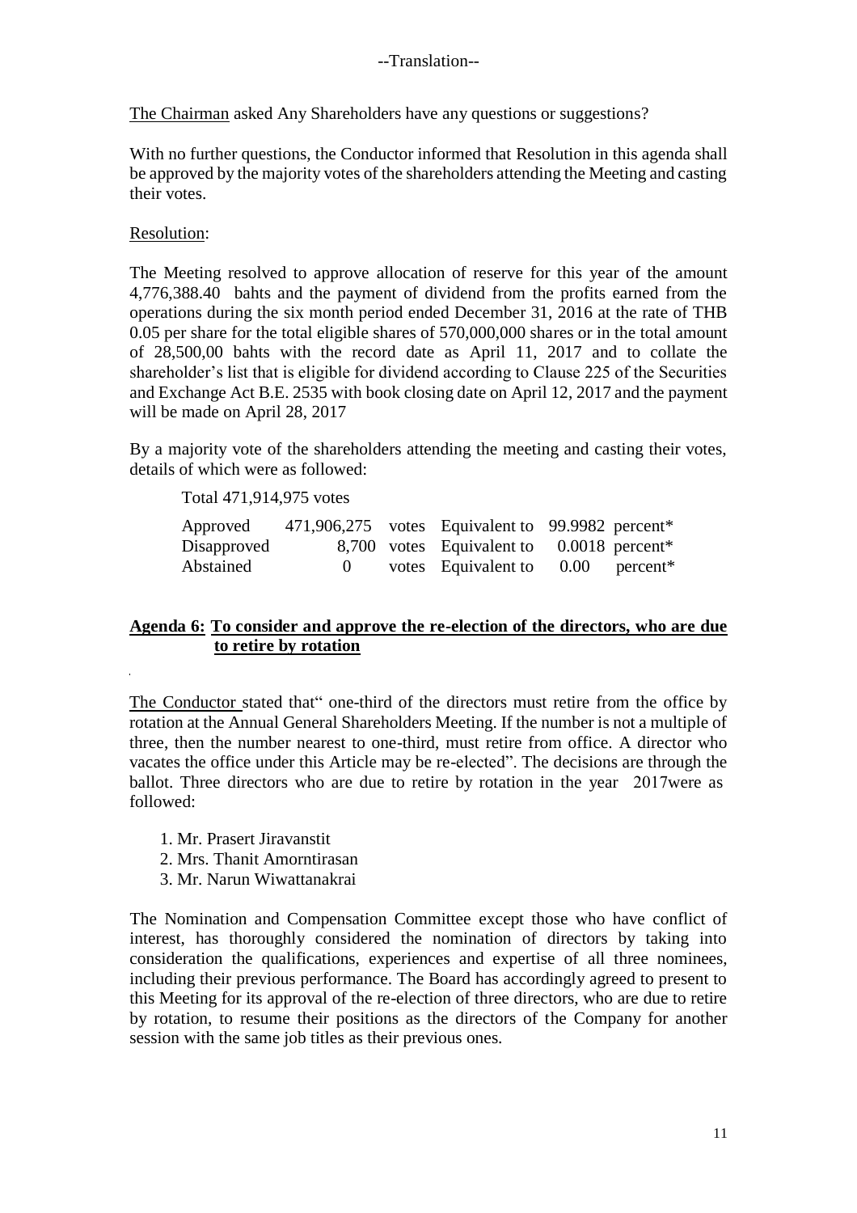--Translation--

The Chairman asked Any Shareholders have any questions or suggestions?

With no further questions, the Conductor informed that Resolution in this agenda shall be approved by the majority votes of the shareholders attending the Meeting and casting their votes.

Resolution:

The Meeting resolved to approve allocation of reserve for this year of the amount 4,776,388.40 bahts and the payment of dividend from the profits earned from the operations during the six month period ended December 31, 2016 at the rate of THB 0.05 per share for the total eligible shares of 570,000,000 shares or in the total amount of 28,500,00 bahts with the record date as April 11, 2017 and to collate the shareholder's list that is eligible for dividend according to Clause 225 of the Securities and Exchange Act B.E. 2535 with book closing date on April 12, 2017 and the payment will be made on April 28, 2017

By a majority vote of the shareholders attending the meeting and casting their votes, details of which were as followed:

Total 471,914,975 votes

| | | | | | |
|---|---|---|---|---|---|
| Approved | 471,906,275 | votes | Equivalent to | 99.9982 | percent* |
| Disapproved | 8,700 | votes | Equivalent to | 0.0018 | percent* |
| Abstained | 0 | votes | Equivalent to | 0.00 | percent* |

**Agenda 6: To consider and approve the re-election of the directors, who are due to retire by rotation**

The Conductor stated that" one-third of the directors must retire from the office by rotation at the Annual General Shareholders Meeting. If the number is not a multiple of three, then the number nearest to one-third, must retire from office. A director who vacates the office under this Article may be re-elected". The decisions are through the ballot. Three directors who are due to retire by rotation in the year 2017were as followed:

1. Mr. Prasert Jiravanstit
2. Mrs. Thanit Amorntirasan
3. Mr. Narun Wiwattanakrai

The Nomination and Compensation Committee except those who have conflict of interest, has thoroughly considered the nomination of directors by taking into consideration the qualifications, experiences and expertise of all three nominees, including their previous performance. The Board has accordingly agreed to present to this Meeting for its approval of the re-election of three directors, who are due to retire by rotation, to resume their positions as the directors of the Company for another session with the same job titles as their previous ones.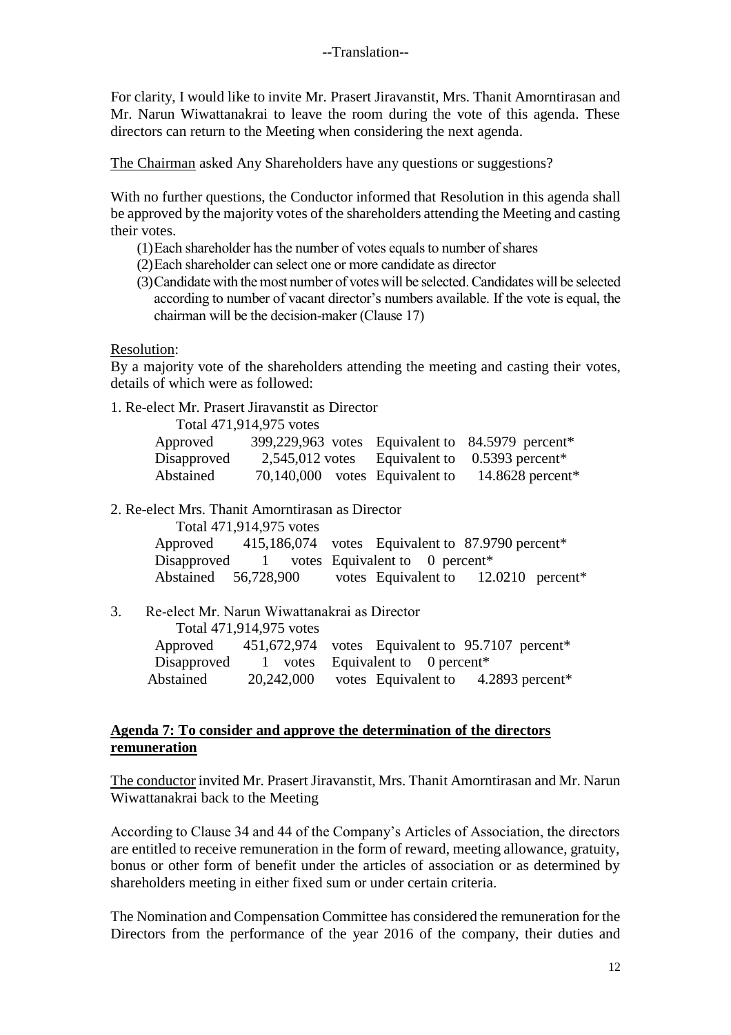--Translation--

For clarity, I would like to invite Mr. Prasert Jiravanstit, Mrs. Thanit Amorntirasan and Mr. Narun Wiwattanakrai to leave the room during the vote of this agenda. These directors can return to the Meeting when considering the next agenda.

The Chairman asked Any Shareholders have any questions or suggestions?

With no further questions, the Conductor informed that Resolution in this agenda shall be approved by the majority votes of the shareholders attending the Meeting and casting their votes.

(1) Each shareholder has the number of votes equals to number of shares
(2) Each shareholder can select one or more candidate as director
(3) Candidate with the most number of votes will be selected. Candidates will be selected according to number of vacant director's numbers available. If the vote is equal, the chairman will be the decision-maker (Clause 17)

Resolution:

By a majority vote of the shareholders attending the meeting and casting their votes, details of which were as followed:

1. Re-elect Mr. Prasert Jiravanstit as Director

Total 471,914,975 votes

| | | | |
|---|---|---|---|
| Approved | 399,229,963 votes | Equivalent to | 84.5979 percent* |
| Disapproved | 2,545,012 votes | Equivalent to | 0.5393 percent* |
| Abstained | 70,140,000 votes | Equivalent to | 14.8628 percent* |

2. Re-elect Mrs. Thanit Amorntirasan as Director

Total 471,914,975 votes

| | | | |
|---|---|---|---|
| Approved | 415,186,074 votes | Equivalent to | 87.9790 percent* |
| Disapproved | 1 votes | Equivalent to | 0 percent* |
| Abstained | 56,728,900 votes | Equivalent to | 12.0210 percent* |

3. Re-elect Mr. Narun Wiwattanakrai as Director

Total 471,914,975 votes

| | | | |
|---|---|---|---|
| Approved | 451,672,974 votes | Equivalent to | 95.7107 percent* |
| Disapproved | 1 votes | Equivalent to | 0 percent* |
| Abstained | 20,242,000 votes | Equivalent to | 4.2893 percent* |

## Agenda 7: To consider and approve the determination of the directors remuneration

The conductor invited Mr. Prasert Jiravanstit, Mrs. Thanit Amorntirasan and Mr. Narun Wiwattanakrai back to the Meeting

According to Clause 34 and 44 of the Company's Articles of Association, the directors are entitled to receive remuneration in the form of reward, meeting allowance, gratuity, bonus or other form of benefit under the articles of association or as determined by shareholders meeting in either fixed sum or under certain criteria.

The Nomination and Compensation Committee has considered the remuneration for the Directors from the performance of the year 2016 of the company, their duties and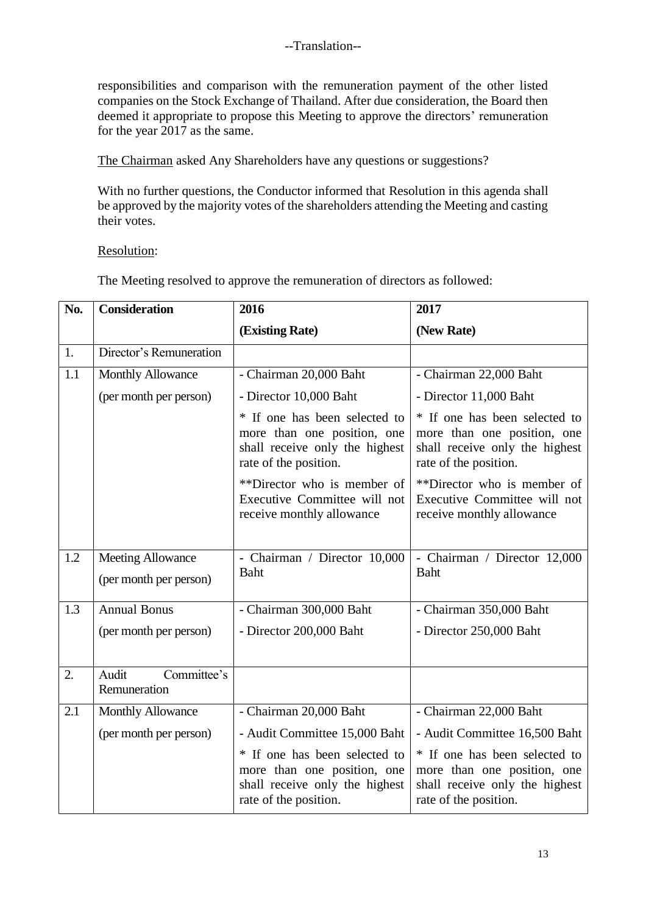--Translation--

responsibilities and comparison with the remuneration payment of the other listed companies on the Stock Exchange of Thailand. After due consideration, the Board then deemed it appropriate to propose this Meeting to approve the directors' remuneration for the year 2017 as the same.

<u>The Chairman</u> asked Any Shareholders have any questions or suggestions?

With no further questions, the Conductor informed that Resolution in this agenda shall be approved by the majority votes of the shareholders attending the Meeting and casting their votes.

<u>Resolution</u>:

The Meeting resolved to approve the remuneration of directors as followed:

| No. | Consideration | 2016<br>(Existing Rate) | 2017<br>(New Rate) |
|---|---|---|---|
| 1. | Director's Remuneration | | |
| 1.1 | Monthly Allowance<br>(per month per person) | - Chairman 20,000 Baht<br>- Director 10,000 Baht<br>* If one has been selected to more than one position, one shall receive only the highest rate of the position.<br>**Director who is member of Executive Committee will not receive monthly allowance | - Chairman 22,000 Baht<br>- Director 11,000 Baht<br>* If one has been selected to more than one position, one shall receive only the highest rate of the position.<br>**Director who is member of Executive Committee will not receive monthly allowance |
| 1.2 | Meeting Allowance<br>(per month per person) | - Chairman / Director 10,000 Baht | - Chairman / Director 12,000 Baht |
| 1.3 | Annual Bonus<br>(per month per person) | - Chairman 300,000 Baht<br>- Director 200,000 Baht | - Chairman 350,000 Baht<br>- Director 250,000 Baht |
| 2. | Audit Committee's Remuneration | | |
| 2.1 | Monthly Allowance<br>(per month per person) | - Chairman 20,000 Baht<br>- Audit Committee 15,000 Baht<br>* If one has been selected to more than one position, one shall receive only the highest rate of the position. | - Chairman 22,000 Baht<br>- Audit Committee 16,500 Baht<br>* If one has been selected to more than one position, one shall receive only the highest rate of the position. |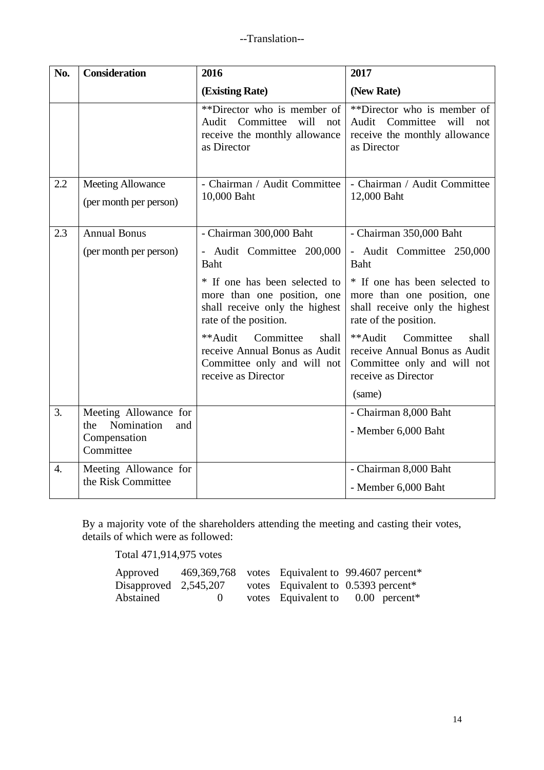--Translation--

| No. | Consideration | 2016<br>(Existing Rate) | 2017<br>(New Rate) |
|---|---|---|---|
| | | **Director who is member of Audit Committee will not receive the monthly allowance as Director | **Director who is member of Audit Committee will not receive the monthly allowance as Director |
| 2.2 | Meeting Allowance<br>(per month per person) | - Chairman / Audit Committee 10,000 Baht | - Chairman / Audit Committee 12,000 Baht |
| 2.3 | Annual Bonus<br>(per month per person) | - Chairman 300,000 Baht<br>- Audit Committee 200,000 Baht<br>* If one has been selected to more than one position, one shall receive only the highest rate of the position.<br>**Audit Committee shall receive Annual Bonus as Audit Committee only and will not receive as Director | - Chairman 350,000 Baht<br>- Audit Committee 250,000 Baht<br>* If one has been selected to more than one position, one shall receive only the highest rate of the position.<br>**Audit Committee shall receive Annual Bonus as Audit Committee only and will not receive as Director<br>(same) |
| 3. | Meeting Allowance for the Nomination and Compensation Committee | | - Chairman 8,000 Baht<br>- Member 6,000 Baht |
| 4. | Meeting Allowance for the Risk Committee | | - Chairman 8,000 Baht<br>- Member 6,000 Baht |

By a majority vote of the shareholders attending the meeting and casting their votes, details of which were as followed:

Total 471,914,975 votes

| | | | | |
|---|---|---|---|---|
| Approved | 469,369,768 | votes | Equivalent to | 99.4607 percent* |
| Disapproved | 2,545,207 | votes | Equivalent to | 0.5393 percent* |
| Abstained | 0 | votes | Equivalent to | 0.00 percent* |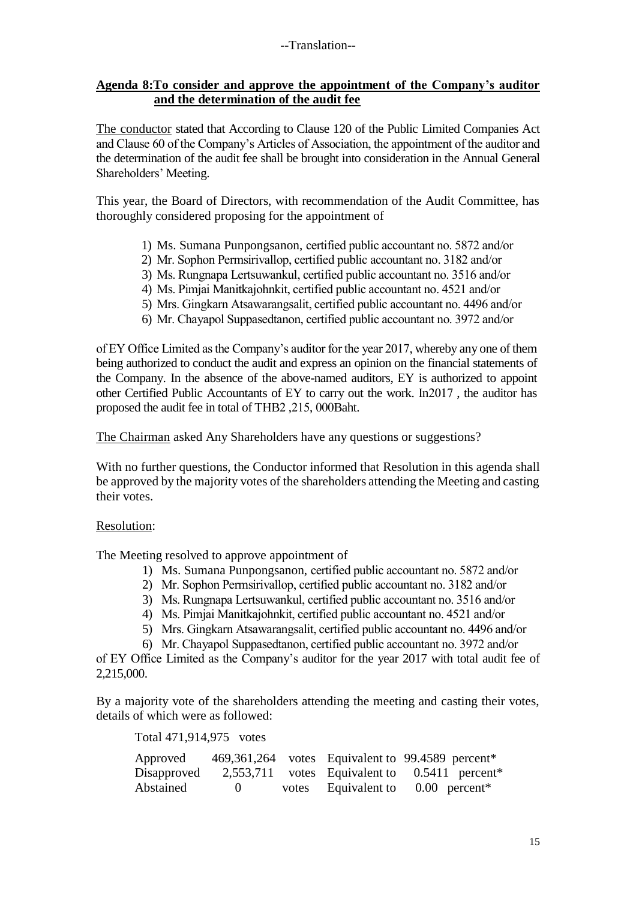--Translation--

## **Agenda 8:To consider and approve the appointment of the Company's auditor and the determination of the audit fee**

The conductor stated that According to Clause 120 of the Public Limited Companies Act and Clause 60 of the Company's Articles of Association, the appointment of the auditor and the determination of the audit fee shall be brought into consideration in the Annual General Shareholders' Meeting.

This year, the Board of Directors, with recommendation of the Audit Committee, has thoroughly considered proposing for the appointment of

1) Ms. Sumana Punpongsanon, certified public accountant no. 5872 and/or
2) Mr. Sophon Permsirivallop, certified public accountant no. 3182 and/or
3) Ms. Rungnapa Lertsuwankul, certified public accountant no. 3516 and/or
4) Ms. Pimjai Manitkajohnkit, certified public accountant no. 4521 and/or
5) Mrs. Gingkarn Atsawarangsalit, certified public accountant no. 4496 and/or
6) Mr. Chayapol Suppasedtanon, certified public accountant no. 3972 and/or

of EY Office Limited as the Company's auditor for the year 2017, whereby any one of them being authorized to conduct the audit and express an opinion on the financial statements of the Company. In the absence of the above-named auditors, EY is authorized to appoint other Certified Public Accountants of EY to carry out the work. In2017 , the auditor has proposed the audit fee in total of THB2 ,215, 000Baht.

The Chairman asked Any Shareholders have any questions or suggestions?

With no further questions, the Conductor informed that Resolution in this agenda shall be approved by the majority votes of the shareholders attending the Meeting and casting their votes.

Resolution:

The Meeting resolved to approve appointment of

1) Ms. Sumana Punpongsanon, certified public accountant no. 5872 and/or
2) Mr. Sophon Permsirivallop, certified public accountant no. 3182 and/or
3) Ms. Rungnapa Lertsuwankul, certified public accountant no. 3516 and/or
4) Ms. Pimjai Manitkajohnkit, certified public accountant no. 4521 and/or
5) Mrs. Gingkarn Atsawarangsalit, certified public accountant no. 4496 and/or
6) Mr. Chayapol Suppasedtanon, certified public accountant no. 3972 and/or

of EY Office Limited as the Company's auditor for the year 2017 with total audit fee of 2,215,000.

By a majority vote of the shareholders attending the meeting and casting their votes, details of which were as followed:

Total 471,914,975 votes

| | | | | |
|---|---|---|---|---|
| Approved | 469,361,264 | votes | Equivalent to | 99.4589 percent* |
| Disapproved | 2,553,711 | votes | Equivalent to | 0.5411 percent* |
| Abstained | 0 | votes | Equivalent to | 0.00 percent* |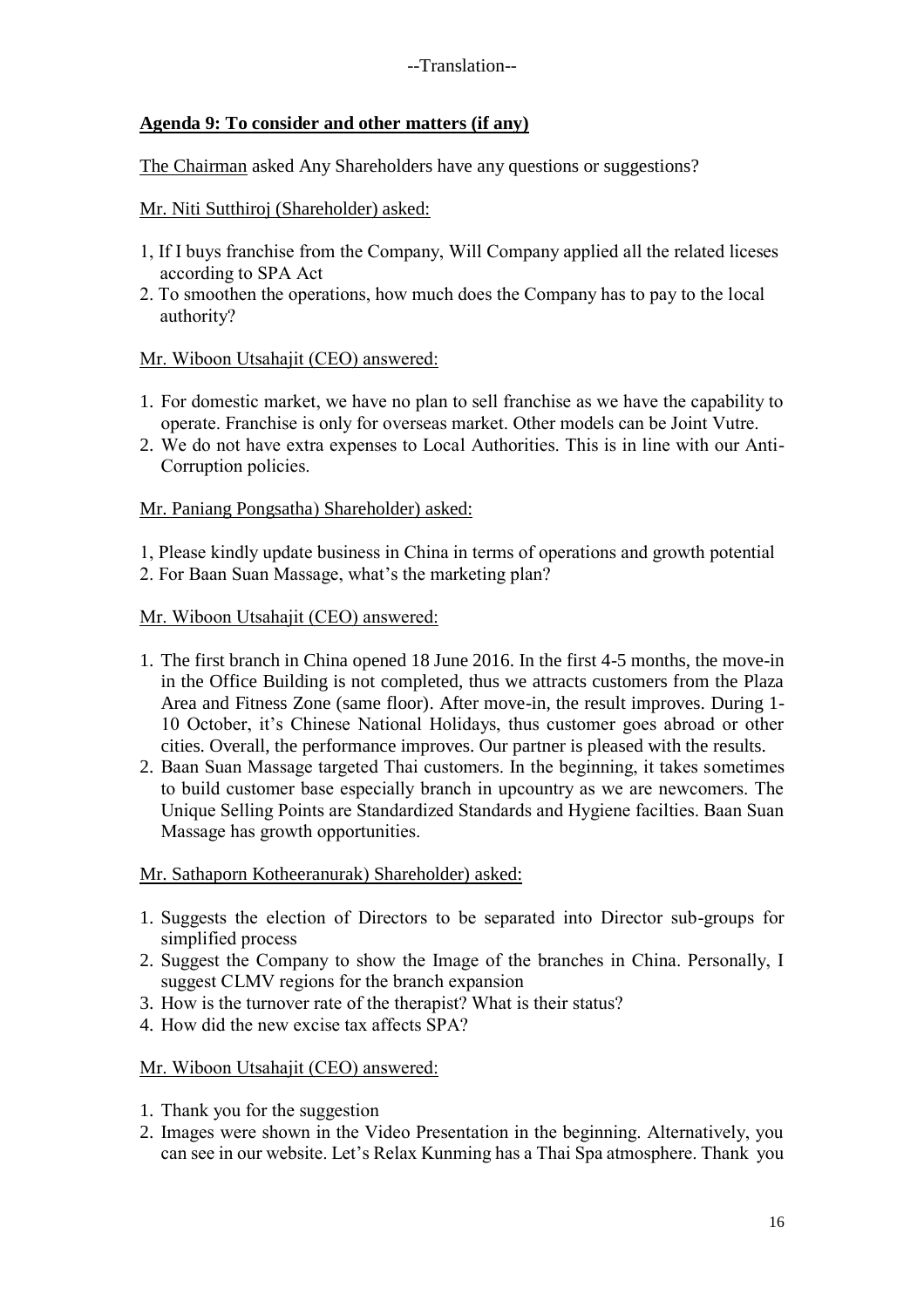--Translation--

**Agenda 9: To consider and other matters (if any)**

The Chairman asked Any Shareholders have any questions or suggestions?

Mr. Niti Sutthiroj (Shareholder) asked:

1, If I buys franchise from the Company, Will Company applied all the related liceses according to SPA Act
2. To smoothen the operations, how much does the Company has to pay to the local authority?

Mr. Wiboon Utsahajit (CEO) answered:

1. For domestic market, we have no plan to sell franchise as we have the capability to operate. Franchise is only for overseas market. Other models can be Joint Vutre.
2. We do not have extra expenses to Local Authorities. This is in line with our Anti-Corruption policies.

Mr. Paniang Pongsatha) Shareholder) asked:

1, Please kindly update business in China in terms of operations and growth potential
2. For Baan Suan Massage, what's the marketing plan?

Mr. Wiboon Utsahajit (CEO) answered:

1. The first branch in China opened 18 June 2016. In the first 4-5 months, the move-in in the Office Building is not completed, thus we attracts customers from the Plaza Area and Fitness Zone (same floor). After move-in, the result improves. During 1-10 October, it's Chinese National Holidays, thus customer goes abroad or other cities. Overall, the performance improves. Our partner is pleased with the results.
2. Baan Suan Massage targeted Thai customers. In the beginning, it takes sometimes to build customer base especially branch in upcountry as we are newcomers. The Unique Selling Points are Standardized Standards and Hygiene facilties. Baan Suan Massage has growth opportunities.

Mr. Sathaporn Kotheeranurak) Shareholder) asked:

1. Suggests the election of Directors to be separated into Director sub-groups for simplified process
2. Suggest the Company to show the Image of the branches in China. Personally, I suggest CLMV regions for the branch expansion
3. How is the turnover rate of the therapist? What is their status?
4. How did the new excise tax affects SPA?

Mr. Wiboon Utsahajit (CEO) answered:

1. Thank you for the suggestion
2. Images were shown in the Video Presentation in the beginning. Alternatively, you can see in our website. Let's Relax Kunming has a Thai Spa atmosphere. Thank you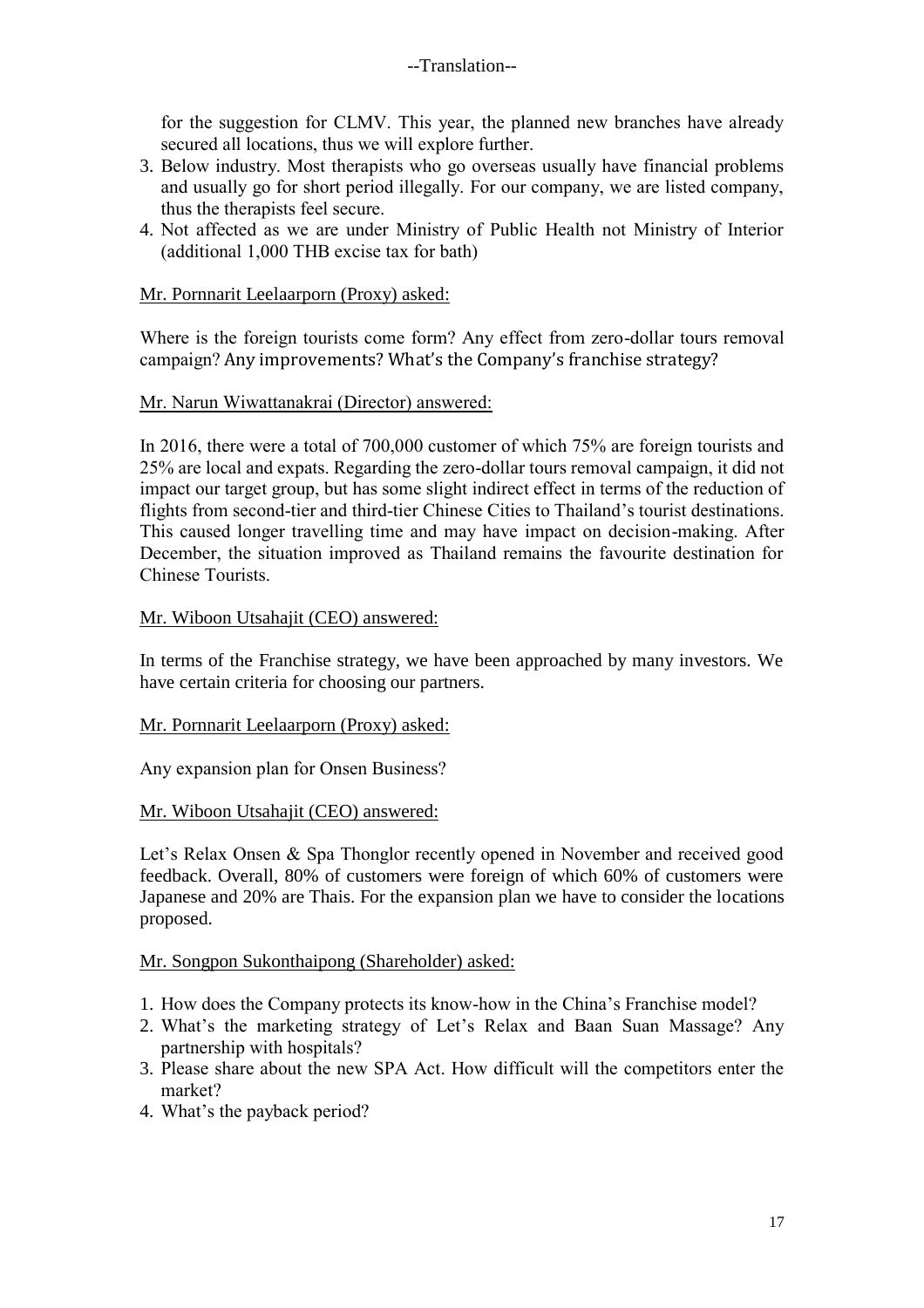--Translation--

for the suggestion for CLMV. This year, the planned new branches have already secured all locations, thus we will explore further.

3. Below industry. Most therapists who go overseas usually have financial problems and usually go for short period illegally. For our company, we are listed company, thus the therapists feel secure.
4. Not affected as we are under Ministry of Public Health not Ministry of Interior (additional 1,000 THB excise tax for bath)

Mr. Pornnarit Leelaarporn (Proxy) asked:

Where is the foreign tourists come form? Any effect from zero-dollar tours removal campaign? Any improvements? What's the Company's franchise strategy?

Mr. Narun Wiwattanakrai (Director) answered:

In 2016, there were a total of 700,000 customer of which 75% are foreign tourists and 25% are local and expats. Regarding the zero-dollar tours removal campaign, it did not impact our target group, but has some slight indirect effect in terms of the reduction of flights from second-tier and third-tier Chinese Cities to Thailand's tourist destinations. This caused longer travelling time and may have impact on decision-making. After December, the situation improved as Thailand remains the favourite destination for Chinese Tourists.

Mr. Wiboon Utsahajit (CEO) answered:

In terms of the Franchise strategy, we have been approached by many investors. We have certain criteria for choosing our partners.

Mr. Pornnarit Leelaarporn (Proxy) asked:

Any expansion plan for Onsen Business?

Mr. Wiboon Utsahajit (CEO) answered:

Let's Relax Onsen & Spa Thonglor recently opened in November and received good feedback. Overall, 80% of customers were foreign of which 60% of customers were Japanese and 20% are Thais. For the expansion plan we have to consider the locations proposed.

Mr. Songpon Sukonthaipong (Shareholder) asked:

1. How does the Company protects its know-how in the China's Franchise model?
2. What's the marketing strategy of Let's Relax and Baan Suan Massage? Any partnership with hospitals?
3. Please share about the new SPA Act. How difficult will the competitors enter the market?
4. What's the payback period?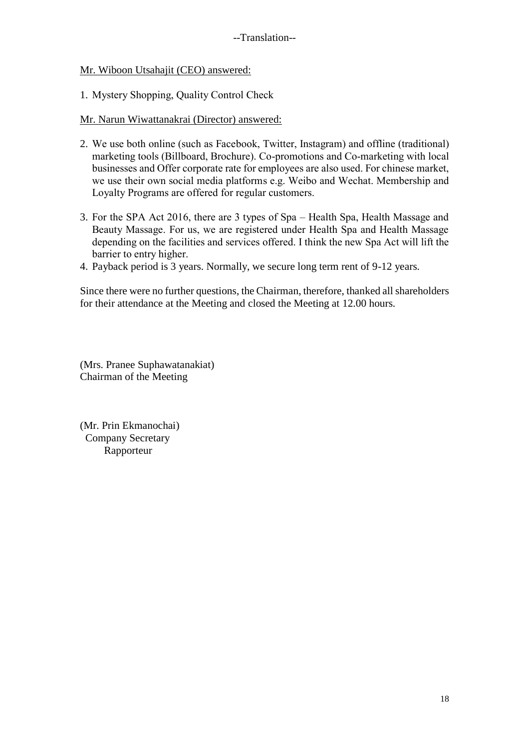--Translation--

Mr. Wiboon Utsahajit (CEO) answered:

1. Mystery Shopping, Quality Control Check

Mr. Narun Wiwattanakrai (Director) answered:

2. We use both online (such as Facebook, Twitter, Instagram) and offline (traditional) marketing tools (Billboard, Brochure). Co-promotions and Co-marketing with local businesses and Offer corporate rate for employees are also used. For chinese market, we use their own social media platforms e.g. Weibo and Wechat. Membership and Loyalty Programs are offered for regular customers.

3. For the SPA Act 2016, there are 3 types of Spa – Health Spa, Health Massage and Beauty Massage. For us, we are registered under Health Spa and Health Massage depending on the facilities and services offered. I think the new Spa Act will lift the barrier to entry higher.
4. Payback period is 3 years. Normally, we secure long term rent of 9-12 years.

Since there were no further questions, the Chairman, therefore, thanked all shareholders for their attendance at the Meeting and closed the Meeting at 12.00 hours.

(Mrs. Pranee Suphawatanakiat)
Chairman of the Meeting

(Mr. Prin Ekmanochai)
Company Secretary
Rapporteur